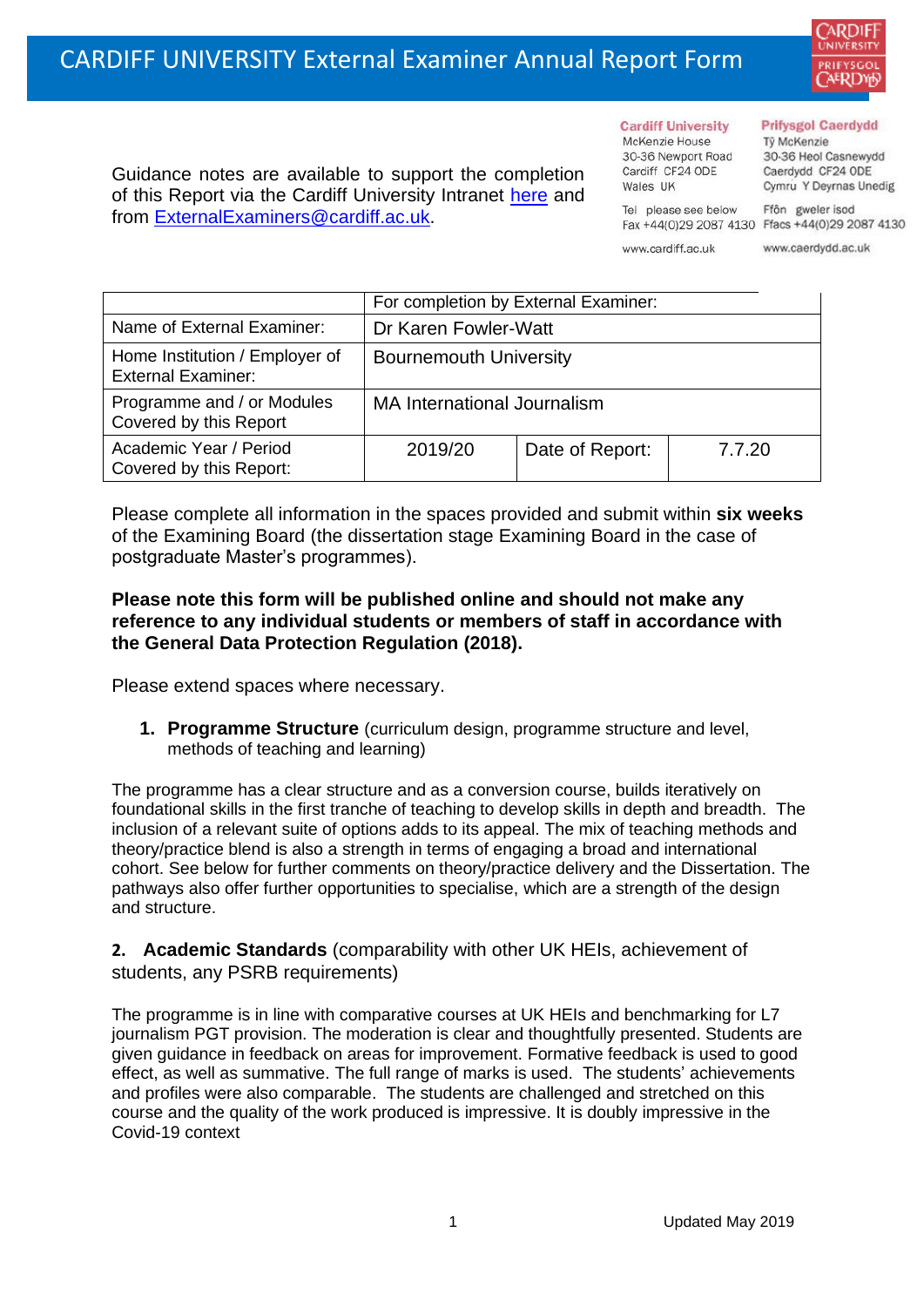# CARDIFF UNIVERSITY External Examiner Annual Report Form

Guidance notes are available to support the completion of this Report via the Cardiff University Intranet [here](#) and from ExternalExaminers@cardiff.ac.uk.

**Cardiff University**
McKenzie House
30-36 Newport Road
Cardiff CF24 0DE
Wales UK

Tel please see below
Fax +44(0)29 2087 4130

www.cardiff.ac.uk

**Prifysgol Caerdydd**
Tŷ McKenzie
30-36 Heol Casnewydd
Caerdydd CF24 0DE
Cymru Y Deyrnas Unedig

Ffôn gweler isod
Ffacs +44(0)29 2087 4130

www.caerdydd.ac.uk

| | For completion by External Examiner: | | |
|---|---|---|---|
| Name of External Examiner: | Dr Karen Fowler-Watt | | |
| Home Institution / Employer of External Examiner: | Bournemouth University | | |
| Programme and / or Modules Covered by this Report | MA International Journalism | | |
| Academic Year / Period Covered by this Report: | 2019/20 | Date of Report: | 7.7.20 |

Please complete all information in the spaces provided and submit within **six weeks** of the Examining Board (the dissertation stage Examining Board in the case of postgraduate Master's programmes).

**Please note this form will be published online and should not make any reference to any individual students or members of staff in accordance with the General Data Protection Regulation (2018).**

Please extend spaces where necessary.

1. **Programme Structure** (curriculum design, programme structure and level, methods of teaching and learning)

The programme has a clear structure and as a conversion course, builds iteratively on foundational skills in the first tranche of teaching to develop skills in depth and breadth. The inclusion of a relevant suite of options adds to its appeal. The mix of teaching methods and theory/practice blend is also a strength in terms of engaging a broad and international cohort. See below for further comments on theory/practice delivery and the Dissertation. The pathways also offer further opportunities to specialise, which are a strength of the design and structure.

2. **Academic Standards** (comparability with other UK HEIs, achievement of students, any PSRB requirements)

The programme is in line with comparative courses at UK HEIs and benchmarking for L7 journalism PGT provision. The moderation is clear and thoughtfully presented. Students are given guidance in feedback on areas for improvement. Formative feedback is used to good effect, as well as summative. The full range of marks is used. The students' achievements and profiles were also comparable. The students are challenged and stretched on this course and the quality of the work produced is impressive. It is doubly impressive in the Covid-19 context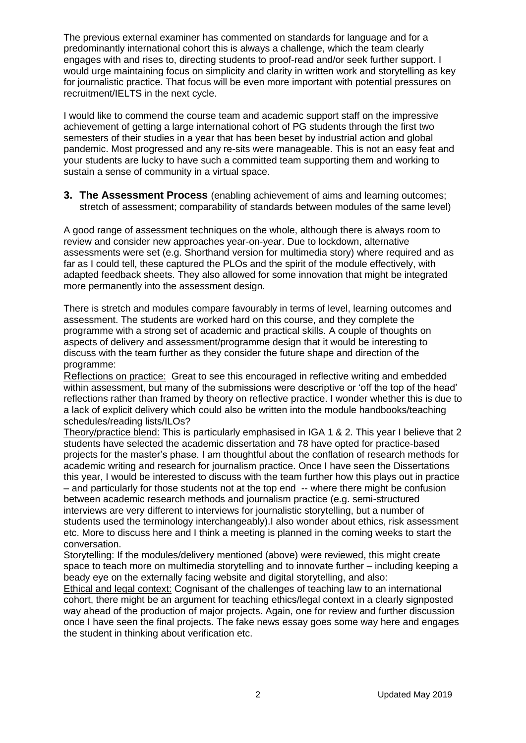The previous external examiner has commented on standards for language and for a predominantly international cohort this is always a challenge, which the team clearly engages with and rises to, directing students to proof-read and/or seek further support. I would urge maintaining focus on simplicity and clarity in written work and storytelling as key for journalistic practice. That focus will be even more important with potential pressures on recruitment/IELTS in the next cycle.

I would like to commend the course team and academic support staff on the impressive achievement of getting a large international cohort of PG students through the first two semesters of their studies in a year that has been beset by industrial action and global pandemic. Most progressed and any re-sits were manageable. This is not an easy feat and your students are lucky to have such a committed team supporting them and working to sustain a sense of community in a virtual space.

## 3. The Assessment Process (enabling achievement of aims and learning outcomes; stretch of assessment; comparability of standards between modules of the same level)

A good range of assessment techniques on the whole, although there is always room to review and consider new approaches year-on-year. Due to lockdown, alternative assessments were set (e.g. Shorthand version for multimedia story) where required and as far as I could tell, these captured the PLOs and the spirit of the module effectively, with adapted feedback sheets. They also allowed for some innovation that might be integrated more permanently into the assessment design.

There is stretch and modules compare favourably in terms of level, learning outcomes and assessment. The students are worked hard on this course, and they complete the programme with a strong set of academic and practical skills. A couple of thoughts on aspects of delivery and assessment/programme design that it would be interesting to discuss with the team further as they consider the future shape and direction of the programme:

Reflections on practice: Great to see this encouraged in reflective writing and embedded within assessment, but many of the submissions were descriptive or 'off the top of the head' reflections rather than framed by theory on reflective practice. I wonder whether this is due to a lack of explicit delivery which could also be written into the module handbooks/teaching schedules/reading lists/ILOs?

Theory/practice blend: This is particularly emphasised in IGA 1 & 2. This year I believe that 2 students have selected the academic dissertation and 78 have opted for practice-based projects for the master's phase. I am thoughtful about the conflation of research methods for academic writing and research for journalism practice. Once I have seen the Dissertations this year, I would be interested to discuss with the team further how this plays out in practice – and particularly for those students not at the top end -- where there might be confusion between academic research methods and journalism practice (e.g. semi-structured interviews are very different to interviews for journalistic storytelling, but a number of students used the terminology interchangeably).I also wonder about ethics, risk assessment etc. More to discuss here and I think a meeting is planned in the coming weeks to start the conversation.

Storytelling: If the modules/delivery mentioned (above) were reviewed, this might create space to teach more on multimedia storytelling and to innovate further – including keeping a beady eye on the externally facing website and digital storytelling, and also:

Ethical and legal context: Cognisant of the challenges of teaching law to an international cohort, there might be an argument for teaching ethics/legal context in a clearly signposted way ahead of the production of major projects. Again, one for review and further discussion once I have seen the final projects. The fake news essay goes some way here and engages the student in thinking about verification etc.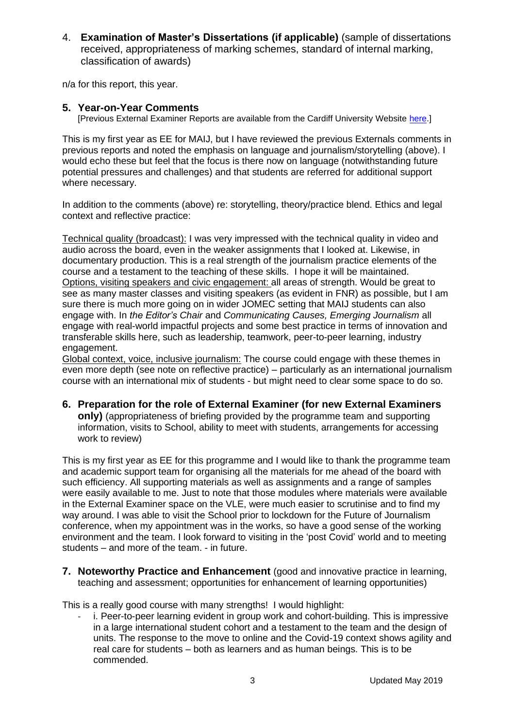4. **Examination of Master's Dissertations (if applicable)** (sample of dissertations received, appropriateness of marking schemes, standard of internal marking, classification of awards)

n/a for this report, this year.

## 5. Year-on-Year Comments

[Previous External Examiner Reports are available from the Cardiff University Website here.]

This is my first year as EE for MAIJ, but I have reviewed the previous Externals comments in previous reports and noted the emphasis on language and journalism/storytelling (above). I would echo these but feel that the focus is there now on language (notwithstanding future potential pressures and challenges) and that students are referred for additional support where necessary.

In addition to the comments (above) re: storytelling, theory/practice blend. Ethics and legal context and reflective practice:

Technical quality (broadcast): I was very impressed with the technical quality in video and audio across the board, even in the weaker assignments that I looked at. Likewise, in documentary production. This is a real strength of the journalism practice elements of the course and a testament to the teaching of these skills. I hope it will be maintained.
Options, visiting speakers and civic engagement: all areas of strength. Would be great to see as many master classes and visiting speakers (as evident in FNR) as possible, but I am sure there is much more going on in wider JOMEC setting that MAIJ students can also engage with. In *the Editor's Chair* and *Communicating Causes, Emerging Journalism* all engage with real-world impactful projects and some best practice in terms of innovation and transferable skills here, such as leadership, teamwork, peer-to-peer learning, industry engagement.
Global context, voice, inclusive journalism: The course could engage with these themes in even more depth (see note on reflective practice) – particularly as an international journalism course with an international mix of students - but might need to clear some space to do so.

## 6. Preparation for the role of External Examiner (for new External Examiners only)

(appropriateness of briefing provided by the programme team and supporting information, visits to School, ability to meet with students, arrangements for accessing work to review)

This is my first year as EE for this programme and I would like to thank the programme team and academic support team for organising all the materials for me ahead of the board with such efficiency. All supporting materials as well as assignments and a range of samples were easily available to me. Just to note that those modules where materials were available in the External Examiner space on the VLE, were much easier to scrutinise and to find my way around. I was able to visit the School prior to lockdown for the Future of Journalism conference, when my appointment was in the works, so have a good sense of the working environment and the team. I look forward to visiting in the 'post Covid' world and to meeting students – and more of the team. - in future.

## 7. Noteworthy Practice and Enhancement

(good and innovative practice in learning, teaching and assessment; opportunities for enhancement of learning opportunities)

This is a really good course with many strengths! I would highlight:

- i. Peer-to-peer learning evident in group work and cohort-building. This is impressive in a large international student cohort and a testament to the team and the design of units. The response to the move to online and the Covid-19 context shows agility and real care for students – both as learners and as human beings. This is to be commended.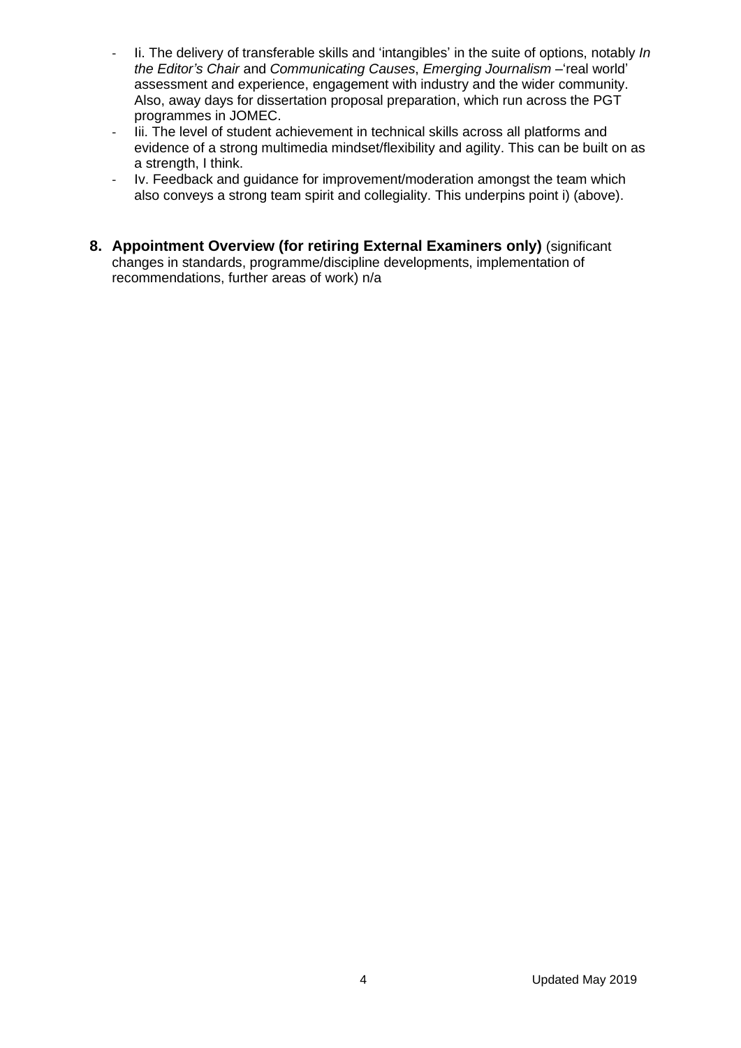- Ii. The delivery of transferable skills and 'intangibles' in the suite of options, notably *In the Editor's Chair* and *Communicating Causes*, *Emerging Journalism* –'real world' assessment and experience, engagement with industry and the wider community. Also, away days for dissertation proposal preparation, which run across the PGT programmes in JOMEC.
- Iii. The level of student achievement in technical skills across all platforms and evidence of a strong multimedia mindset/flexibility and agility. This can be built on as a strength, I think.
- Iv. Feedback and guidance for improvement/moderation amongst the team which also conveys a strong team spirit and collegiality. This underpins point i) (above).

**8. Appointment Overview (for retiring External Examiners only)** (significant changes in standards, programme/discipline developments, implementation of recommendations, further areas of work) n/a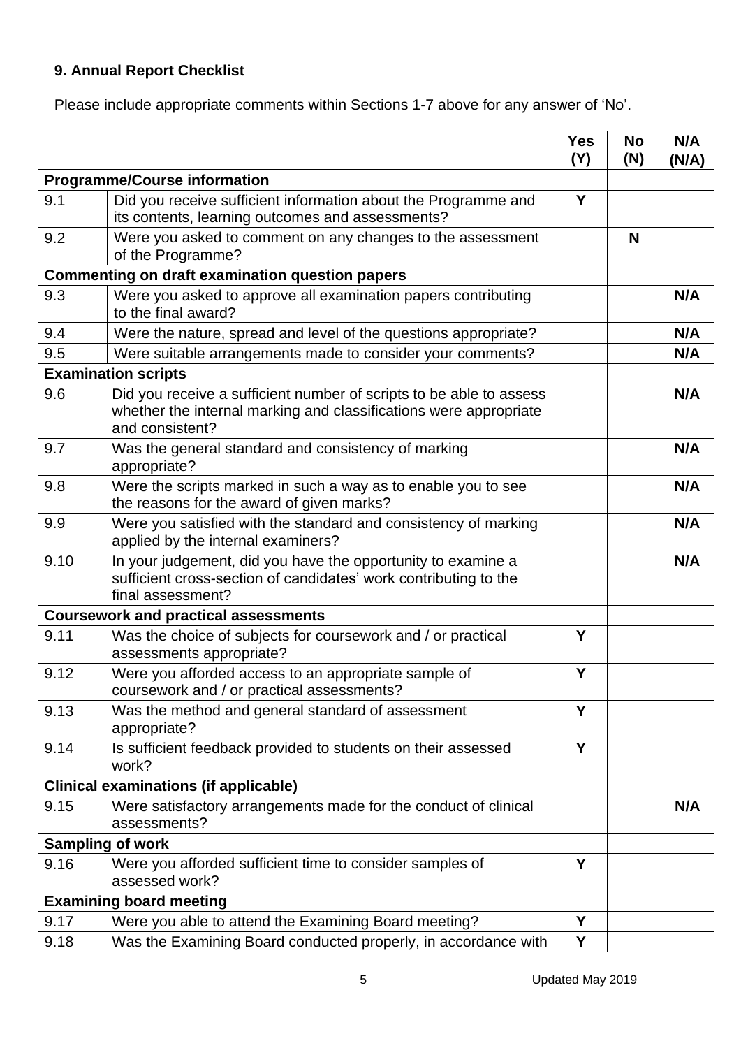## 9. Annual Report Checklist

Please include appropriate comments within Sections 1-7 above for any answer of 'No'.

| | | Yes (Y) | No (N) | N/A (N/A) |
|---|---|---|---|---|
| **Programme/Course information** | | | | |
| 9.1 | Did you receive sufficient information about the Programme and its contents, learning outcomes and assessments? | **Y** | | |
| 9.2 | Were you asked to comment on any changes to the assessment of the Programme? | | **N** | |
| **Commenting on draft examination question papers** | | | | |
| 9.3 | Were you asked to approve all examination papers contributing to the final award? | | | **N/A** |
| 9.4 | Were the nature, spread and level of the questions appropriate? | | | **N/A** |
| 9.5 | Were suitable arrangements made to consider your comments? | | | **N/A** |
| **Examination scripts** | | | | |
| 9.6 | Did you receive a sufficient number of scripts to be able to assess whether the internal marking and classifications were appropriate and consistent? | | | **N/A** |
| 9.7 | Was the general standard and consistency of marking appropriate? | | | **N/A** |
| 9.8 | Were the scripts marked in such a way as to enable you to see the reasons for the award of given marks? | | | **N/A** |
| 9.9 | Were you satisfied with the standard and consistency of marking applied by the internal examiners? | | | **N/A** |
| 9.10 | In your judgement, did you have the opportunity to examine a sufficient cross-section of candidates' work contributing to the final assessment? | | | **N/A** |
| **Coursework and practical assessments** | | | | |
| 9.11 | Was the choice of subjects for coursework and / or practical assessments appropriate? | **Y** | | |
| 9.12 | Were you afforded access to an appropriate sample of coursework and / or practical assessments? | **Y** | | |
| 9.13 | Was the method and general standard of assessment appropriate? | **Y** | | |
| 9.14 | Is sufficient feedback provided to students on their assessed work? | **Y** | | |
| **Clinical examinations (if applicable)** | | | | |
| 9.15 | Were satisfactory arrangements made for the conduct of clinical assessments? | | | **N/A** |
| **Sampling of work** | | | | |
| 9.16 | Were you afforded sufficient time to consider samples of assessed work? | **Y** | | |
| **Examining board meeting** | | | | |
| 9.17 | Were you able to attend the Examining Board meeting? | **Y** | | |
| 9.18 | Was the Examining Board conducted properly, in accordance with | **Y** | | |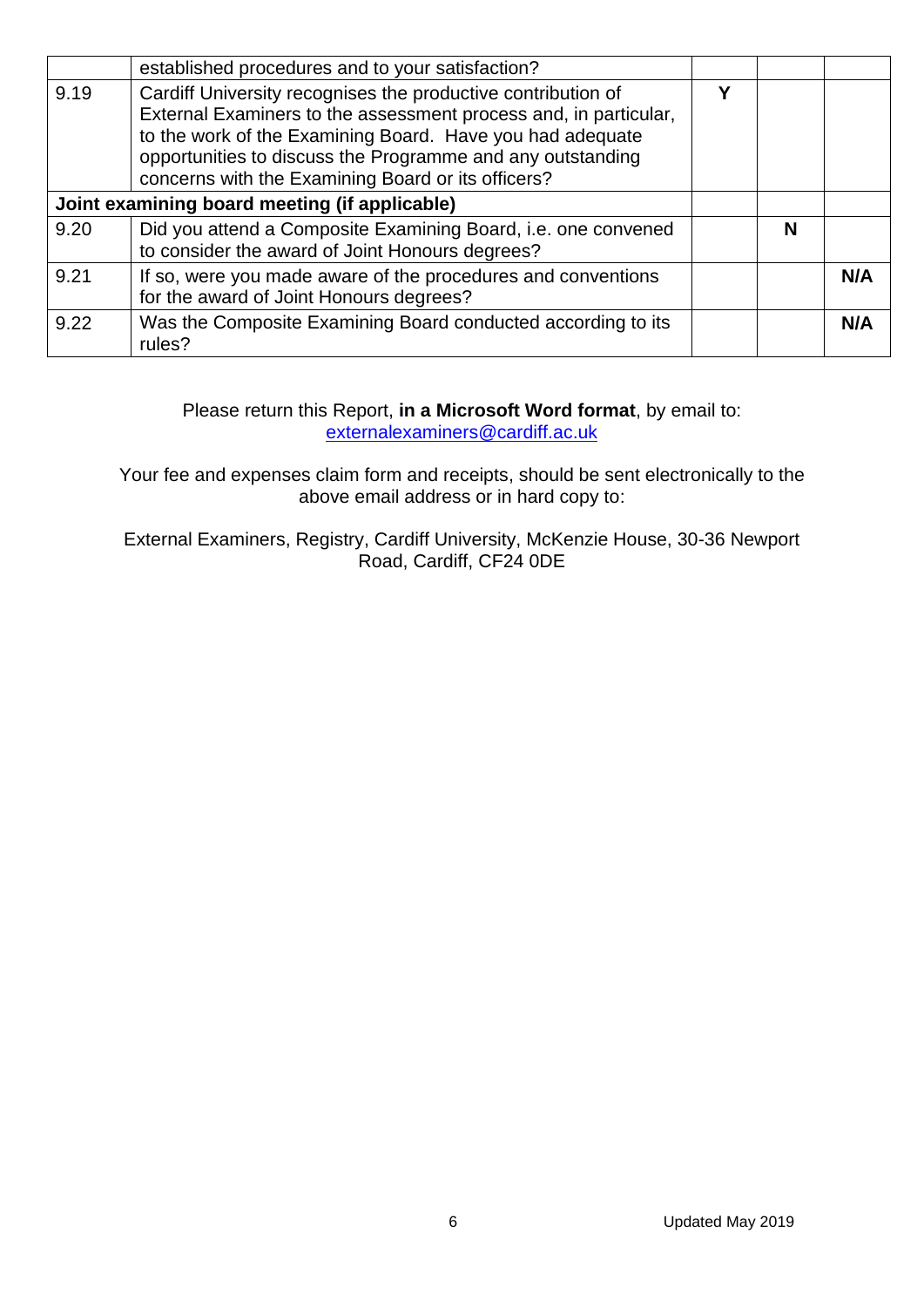| | | | | |
|---|---|---|---|---|
| | established procedures and to your satisfaction? | | | |
| 9.19 | Cardiff University recognises the productive contribution of External Examiners to the assessment process and, in particular, to the work of the Examining Board. Have you had adequate opportunities to discuss the Programme and any outstanding concerns with the Examining Board or its officers? | **Y** | | |
| **Joint examining board meeting (if applicable)** | | | | |
| 9.20 | Did you attend a Composite Examining Board, i.e. one convened to consider the award of Joint Honours degrees? | | **N** | |
| 9.21 | If so, were you made aware of the procedures and conventions for the award of Joint Honours degrees? | | | **N/A** |
| 9.22 | Was the Composite Examining Board conducted according to its rules? | | | **N/A** |

Please return this Report, **in a Microsoft Word format**, by email to: externalexaminers@cardiff.ac.uk

Your fee and expenses claim form and receipts, should be sent electronically to the above email address or in hard copy to:

External Examiners, Registry, Cardiff University, McKenzie House, 30-36 Newport Road, Cardiff, CF24 0DE